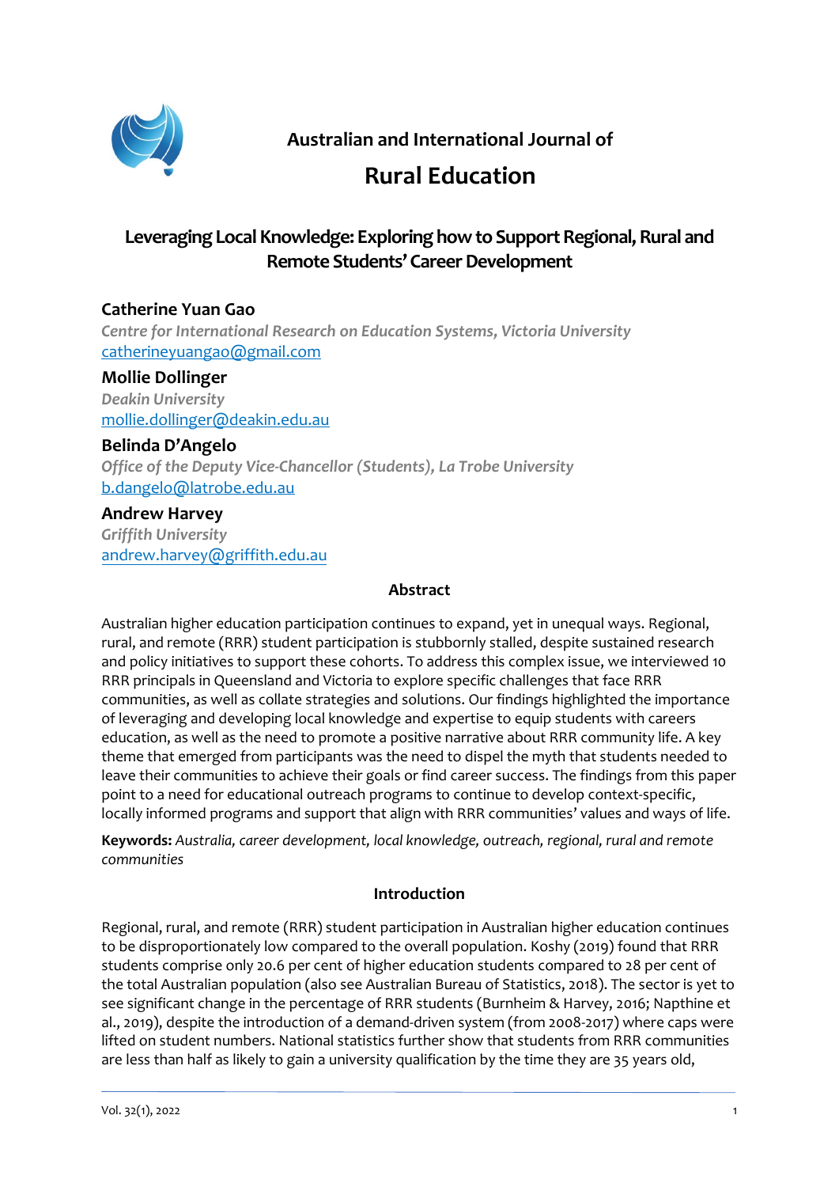Australian and International Journal of

# Rural Education

## Leveraging Local Knowledge: Exploring how to Support Regional, Rural and Remote Students' Career Development

**Catherine Yuan Gao**
*Centre for International Research on Education Systems, Victoria University*
cathérineyuangao@gmail.com

**Mollie Dollinger**
*Deakin University*
mollie.dollinger@deakin.edu.au

**Belinda D'Angelo**
*Office of the Deputy Vice-Chancellor (Students), La Trobe University*
b.dangelo@latrobe.edu.au

**Andrew Harvey**
*Griffith University*
andrew.harvey@griffith.edu.au

### Abstract

Australian higher education participation continues to expand, yet in unequal ways. Regional, rural, and remote (RRR) student participation is stubbornly stalled, despite sustained research and policy initiatives to support these cohorts. To address this complex issue, we interviewed 10 RRR principals in Queensland and Victoria to explore specific challenges that face RRR communities, as well as collate strategies and solutions. Our findings highlighted the importance of leveraging and developing local knowledge and expertise to equip students with careers education, as well as the need to promote a positive narrative about RRR community life. A key theme that emerged from participants was the need to dispel the myth that students needed to leave their communities to achieve their goals or find career success. The findings from this paper point to a need for educational outreach programs to continue to develop context-specific, locally informed programs and support that align with RRR communities' values and ways of life.

**Keywords:** *Australia, career development, local knowledge, outreach, regional, rural and remote communities*

### Introduction

Regional, rural, and remote (RRR) student participation in Australian higher education continues to be disproportionately low compared to the overall population. Koshy (2019) found that RRR students comprise only 20.6 per cent of higher education students compared to 28 per cent of the total Australian population (also see Australian Bureau of Statistics, 2018). The sector is yet to see significant change in the percentage of RRR students (Burnheim & Harvey, 2016; Napthine et al., 2019), despite the introduction of a demand-driven system (from 2008-2017) where caps were lifted on student numbers. National statistics further show that students from RRR communities are less than half as likely to gain a university qualification by the time they are 35 years old,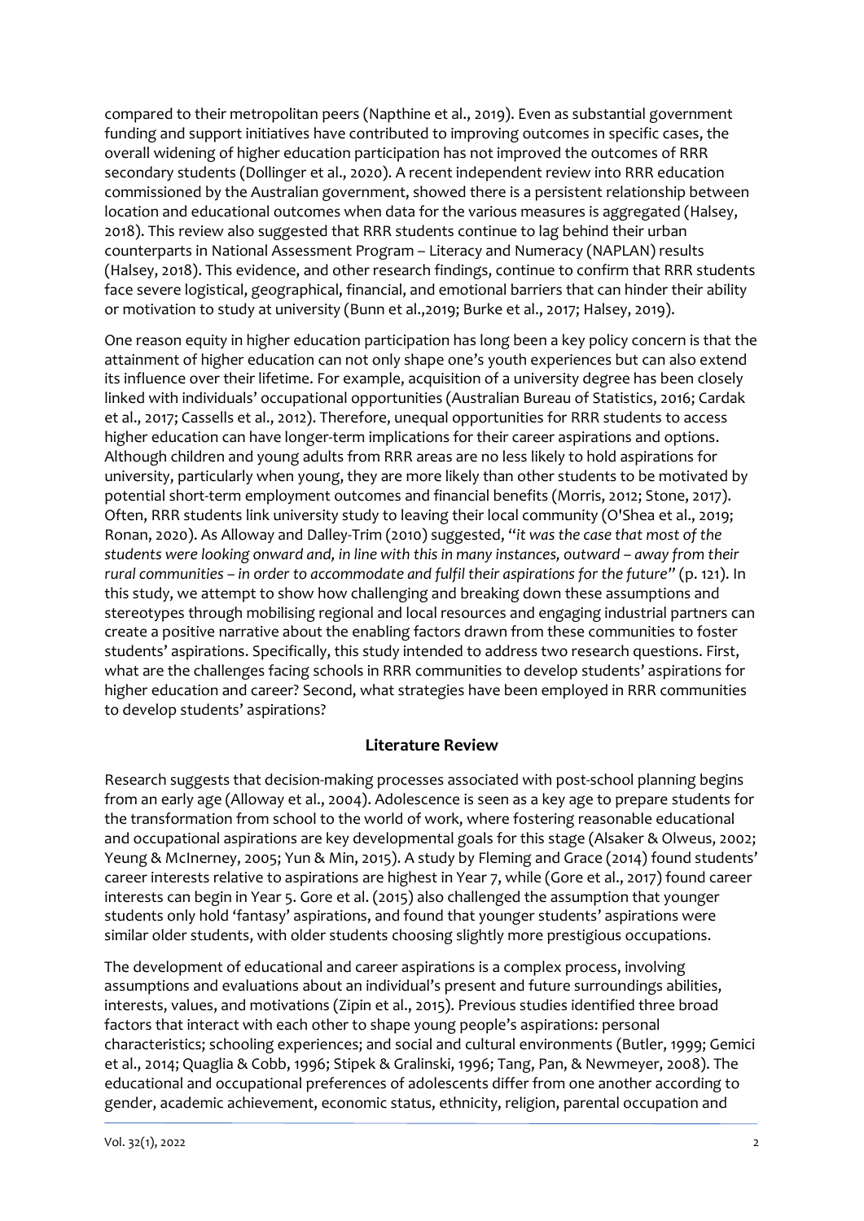compared to their metropolitan peers (Napthine et al., 2019). Even as substantial government funding and support initiatives have contributed to improving outcomes in specific cases, the overall widening of higher education participation has not improved the outcomes of RRR secondary students (Dollinger et al., 2020). A recent independent review into RRR education commissioned by the Australian government, showed there is a persistent relationship between location and educational outcomes when data for the various measures is aggregated (Halsey, 2018). This review also suggested that RRR students continue to lag behind their urban counterparts in National Assessment Program – Literacy and Numeracy (NAPLAN) results (Halsey, 2018). This evidence, and other research findings, continue to confirm that RRR students face severe logistical, geographical, financial, and emotional barriers that can hinder their ability or motivation to study at university (Bunn et al.,2019; Burke et al., 2017; Halsey, 2019).

One reason equity in higher education participation has long been a key policy concern is that the attainment of higher education can not only shape one's youth experiences but can also extend its influence over their lifetime. For example, acquisition of a university degree has been closely linked with individuals' occupational opportunities (Australian Bureau of Statistics, 2016; Cardak et al., 2017; Cassells et al., 2012). Therefore, unequal opportunities for RRR students to access higher education can have longer-term implications for their career aspirations and options. Although children and young adults from RRR areas are no less likely to hold aspirations for university, particularly when young, they are more likely than other students to be motivated by potential short-term employment outcomes and financial benefits (Morris, 2012; Stone, 2017). Often, RRR students link university study to leaving their local community (O'Shea et al., 2019; Ronan, 2020). As Alloway and Dalley-Trim (2010) suggested, "*it was the case that most of the students were looking onward and, in line with this in many instances, outward – away from their rural communities – in order to accommodate and fulfil their aspirations for the future*" (p. 121). In this study, we attempt to show how challenging and breaking down these assumptions and stereotypes through mobilising regional and local resources and engaging industrial partners can create a positive narrative about the enabling factors drawn from these communities to foster students' aspirations. Specifically, this study intended to address two research questions. First, what are the challenges facing schools in RRR communities to develop students' aspirations for higher education and career? Second, what strategies have been employed in RRR communities to develop students' aspirations?

## Literature Review

Research suggests that decision-making processes associated with post-school planning begins from an early age (Alloway et al., 2004). Adolescence is seen as a key age to prepare students for the transformation from school to the world of work, where fostering reasonable educational and occupational aspirations are key developmental goals for this stage (Alsaker & Olweus, 2002; Yeung & McInerney, 2005; Yun & Min, 2015). A study by Fleming and Grace (2014) found students' career interests relative to aspirations are highest in Year 7, while (Gore et al., 2017) found career interests can begin in Year 5. Gore et al. (2015) also challenged the assumption that younger students only hold 'fantasy' aspirations, and found that younger students' aspirations were similar older students, with older students choosing slightly more prestigious occupations.

The development of educational and career aspirations is a complex process, involving assumptions and evaluations about an individual's present and future surroundings abilities, interests, values, and motivations (Zipin et al., 2015). Previous studies identified three broad factors that interact with each other to shape young people's aspirations: personal characteristics; schooling experiences; and social and cultural environments (Butler, 1999; Gemici et al., 2014; Quaglia & Cobb, 1996; Stipek & Gralinski, 1996; Tang, Pan, & Newmeyer, 2008). The educational and occupational preferences of adolescents differ from one another according to gender, academic achievement, economic status, ethnicity, religion, parental occupation and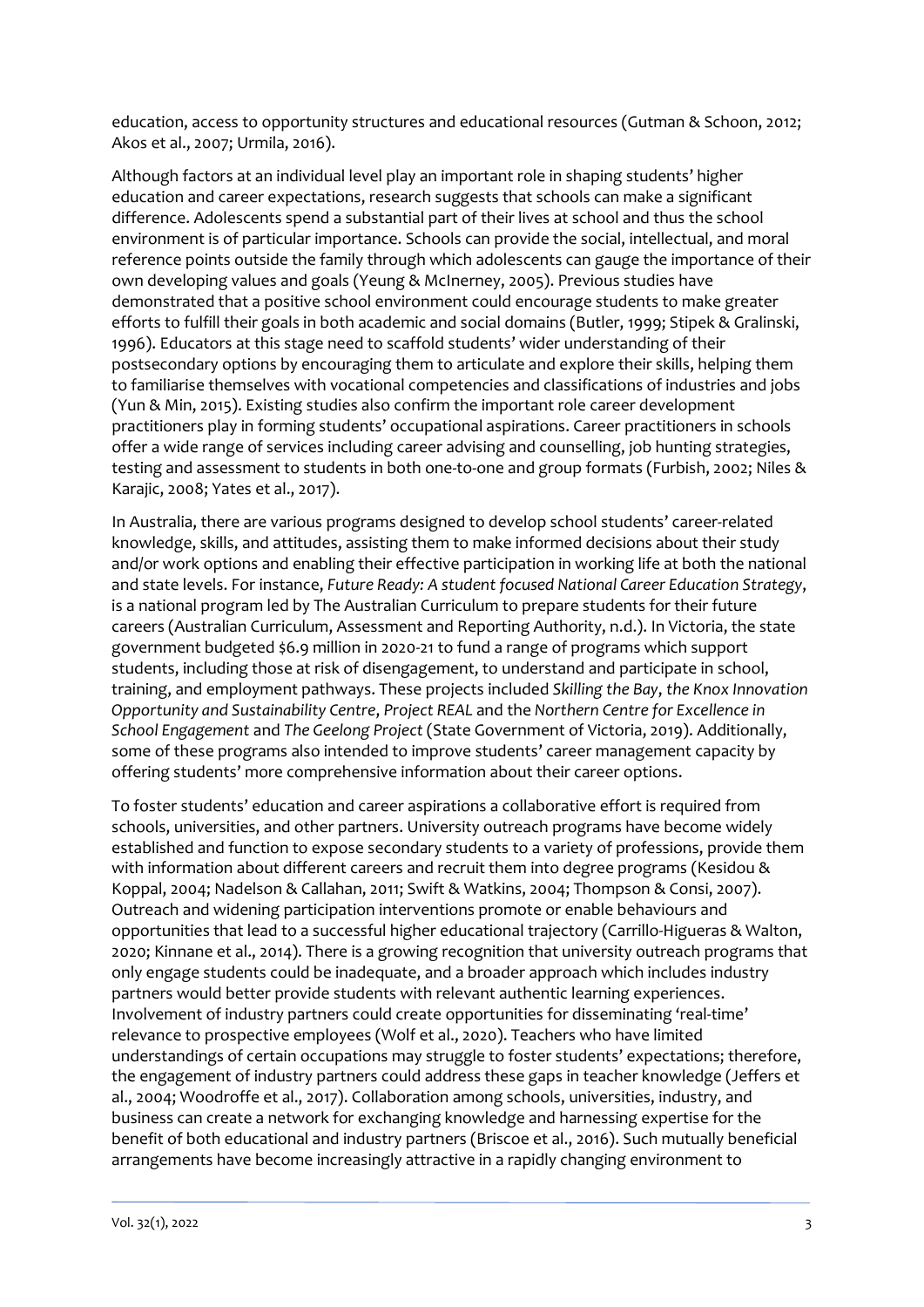education, access to opportunity structures and educational resources (Gutman & Schoon, 2012; Akos et al., 2007; Urmila, 2016).

Although factors at an individual level play an important role in shaping students' higher education and career expectations, research suggests that schools can make a significant difference. Adolescents spend a substantial part of their lives at school and thus the school environment is of particular importance. Schools can provide the social, intellectual, and moral reference points outside the family through which adolescents can gauge the importance of their own developing values and goals (Yeung & McInerney, 2005). Previous studies have demonstrated that a positive school environment could encourage students to make greater efforts to fulfill their goals in both academic and social domains (Butler, 1999; Stipek & Gralinski, 1996). Educators at this stage need to scaffold students' wider understanding of their postsecondary options by encouraging them to articulate and explore their skills, helping them to familiarise themselves with vocational competencies and classifications of industries and jobs (Yun & Min, 2015). Existing studies also confirm the important role career development practitioners play in forming students' occupational aspirations. Career practitioners in schools offer a wide range of services including career advising and counselling, job hunting strategies, testing and assessment to students in both one-to-one and group formats (Furbish, 2002; Niles & Karajic, 2008; Yates et al., 2017).

In Australia, there are various programs designed to develop school students' career-related knowledge, skills, and attitudes, assisting them to make informed decisions about their study and/or work options and enabling their effective participation in working life at both the national and state levels. For instance, *Future Ready: A student focused National Career Education Strategy*, is a national program led by The Australian Curriculum to prepare students for their future careers (Australian Curriculum, Assessment and Reporting Authority, n.d.). In Victoria, the state government budgeted $6.9 million in 2020-21 to fund a range of programs which support students, including those at risk of disengagement, to understand and participate in school, training, and employment pathways. These projects included *Skilling the Bay*, *the Knox Innovation Opportunity and Sustainability Centre*, *Project REAL* and the *Northern Centre for Excellence in School Engagement* and *The Geelong Project* (State Government of Victoria, 2019). Additionally, some of these programs also intended to improve students' career management capacity by offering students' more comprehensive information about their career options.

To foster students' education and career aspirations a collaborative effort is required from schools, universities, and other partners. University outreach programs have become widely established and function to expose secondary students to a variety of professions, provide them with information about different careers and recruit them into degree programs (Kesidou & Koppal, 2004; Nadelson & Callahan, 2011; Swift & Watkins, 2004; Thompson & Consi, 2007). Outreach and widening participation interventions promote or enable behaviours and opportunities that lead to a successful higher educational trajectory (Carrillo-Higueras & Walton, 2020; Kinnane et al., 2014). There is a growing recognition that university outreach programs that only engage students could be inadequate, and a broader approach which includes industry partners would better provide students with relevant authentic learning experiences. Involvement of industry partners could create opportunities for disseminating 'real-time' relevance to prospective employees (Wolf et al., 2020). Teachers who have limited understandings of certain occupations may struggle to foster students' expectations; therefore, the engagement of industry partners could address these gaps in teacher knowledge (Jeffers et al., 2004; Woodroffe et al., 2017). Collaboration among schools, universities, industry, and business can create a network for exchanging knowledge and harnessing expertise for the benefit of both educational and industry partners (Briscoe et al., 2016). Such mutually beneficial arrangements have become increasingly attractive in a rapidly changing environment to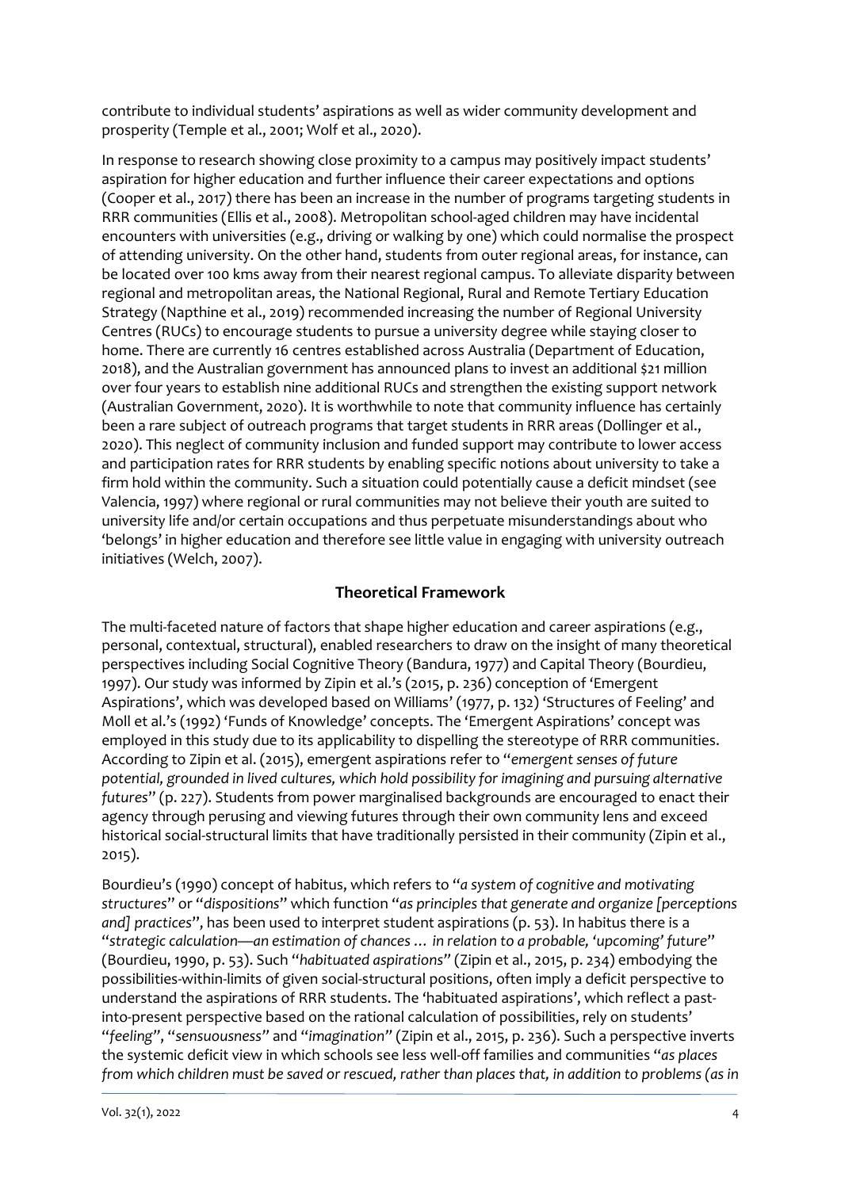contribute to individual students' aspirations as well as wider community development and prosperity (Temple et al., 2001; Wolf et al., 2020).

In response to research showing close proximity to a campus may positively impact students' aspiration for higher education and further influence their career expectations and options (Cooper et al., 2017) there has been an increase in the number of programs targeting students in RRR communities (Ellis et al., 2008). Metropolitan school-aged children may have incidental encounters with universities (e.g., driving or walking by one) which could normalise the prospect of attending university. On the other hand, students from outer regional areas, for instance, can be located over 100 kms away from their nearest regional campus. To alleviate disparity between regional and metropolitan areas, the National Regional, Rural and Remote Tertiary Education Strategy (Napthine et al., 2019) recommended increasing the number of Regional University Centres (RUCs) to encourage students to pursue a university degree while staying closer to home. There are currently 16 centres established across Australia (Department of Education, 2018), and the Australian government has announced plans to invest an additional $21 million over four years to establish nine additional RUCs and strengthen the existing support network (Australian Government, 2020). It is worthwhile to note that community influence has certainly been a rare subject of outreach programs that target students in RRR areas (Dollinger et al., 2020). This neglect of community inclusion and funded support may contribute to lower access and participation rates for RRR students by enabling specific notions about university to take a firm hold within the community. Such a situation could potentially cause a deficit mindset (see Valencia, 1997) where regional or rural communities may not believe their youth are suited to university life and/or certain occupations and thus perpetuate misunderstandings about who 'belongs' in higher education and therefore see little value in engaging with university outreach initiatives (Welch, 2007).

## Theoretical Framework

The multi-faceted nature of factors that shape higher education and career aspirations (e.g., personal, contextual, structural), enabled researchers to draw on the insight of many theoretical perspectives including Social Cognitive Theory (Bandura, 1977) and Capital Theory (Bourdieu, 1997). Our study was informed by Zipin et al.'s (2015, p. 236) conception of 'Emergent Aspirations', which was developed based on Williams' (1977, p. 132) 'Structures of Feeling' and Moll et al.'s (1992) 'Funds of Knowledge' concepts. The 'Emergent Aspirations' concept was employed in this study due to its applicability to dispelling the stereotype of RRR communities. According to Zipin et al. (2015), emergent aspirations refer to "*emergent senses of future potential, grounded in lived cultures, which hold possibility for imagining and pursuing alternative futures*" (p. 227). Students from power marginalised backgrounds are encouraged to enact their agency through perusing and viewing futures through their own community lens and exceed historical social-structural limits that have traditionally persisted in their community (Zipin et al., 2015).

Bourdieu's (1990) concept of habitus, which refers to "*a system of cognitive and motivating structures*" or "*dispositions*" which function "*as principles that generate and organize [perceptions and] practices*", has been used to interpret student aspirations (p. 53). In habitus there is a "*strategic calculation—an estimation of chances … in relation to a probable, 'upcoming' future*" (Bourdieu, 1990, p. 53). Such "*habituated aspirations*" (Zipin et al., 2015, p. 234) embodying the possibilities-within-limits of given social-structural positions, often imply a deficit perspective to understand the aspirations of RRR students. The 'habituated aspirations', which reflect a past-into-present perspective based on the rational calculation of possibilities, rely on students' "*feeling*", "*sensuousness*" and "*imagination*" (Zipin et al., 2015, p. 236). Such a perspective inverts the systemic deficit view in which schools see less well-off families and communities "*as places from which children must be saved or rescued, rather than places that, in addition to problems (as in*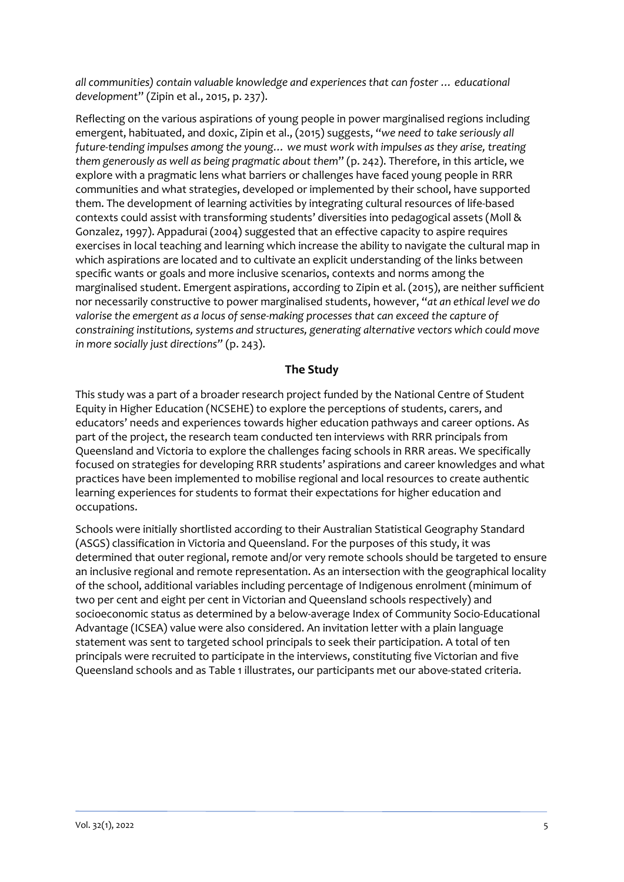*all communities) contain valuable knowledge and experiences that can foster … educational development*" (Zipin et al., 2015, p. 237).

Reflecting on the various aspirations of young people in power marginalised regions including emergent, habituated, and doxic, Zipin et al., (2015) suggests, "*we need to take seriously all future-tending impulses among the young… we must work with impulses as they arise, treating them generously as well as being pragmatic about them*" (p. 242). Therefore, in this article, we explore with a pragmatic lens what barriers or challenges have faced young people in RRR communities and what strategies, developed or implemented by their school, have supported them. The development of learning activities by integrating cultural resources of life-based contexts could assist with transforming students' diversities into pedagogical assets (Moll & Gonzalez, 1997). Appadurai (2004) suggested that an effective capacity to aspire requires exercises in local teaching and learning which increase the ability to navigate the cultural map in which aspirations are located and to cultivate an explicit understanding of the links between specific wants or goals and more inclusive scenarios, contexts and norms among the marginalised student. Emergent aspirations, according to Zipin et al. (2015), are neither sufficient nor necessarily constructive to power marginalised students, however, "*at an ethical level we do valorise the emergent as a locus of sense-making processes that can exceed the capture of constraining institutions, systems and structures, generating alternative vectors which could move in more socially just directions*" (p. 243).

## The Study

This study was a part of a broader research project funded by the National Centre of Student Equity in Higher Education (NCSEHE) to explore the perceptions of students, carers, and educators' needs and experiences towards higher education pathways and career options. As part of the project, the research team conducted ten interviews with RRR principals from Queensland and Victoria to explore the challenges facing schools in RRR areas. We specifically focused on strategies for developing RRR students' aspirations and career knowledges and what practices have been implemented to mobilise regional and local resources to create authentic learning experiences for students to format their expectations for higher education and occupations.

Schools were initially shortlisted according to their Australian Statistical Geography Standard (ASGS) classification in Victoria and Queensland. For the purposes of this study, it was determined that outer regional, remote and/or very remote schools should be targeted to ensure an inclusive regional and remote representation. As an intersection with the geographical locality of the school, additional variables including percentage of Indigenous enrolment (minimum of two per cent and eight per cent in Victorian and Queensland schools respectively) and socioeconomic status as determined by a below-average Index of Community Socio-Educational Advantage (ICSEA) value were also considered. An invitation letter with a plain language statement was sent to targeted school principals to seek their participation. A total of ten principals were recruited to participate in the interviews, constituting five Victorian and five Queensland schools and as Table 1 illustrates, our participants met our above-stated criteria.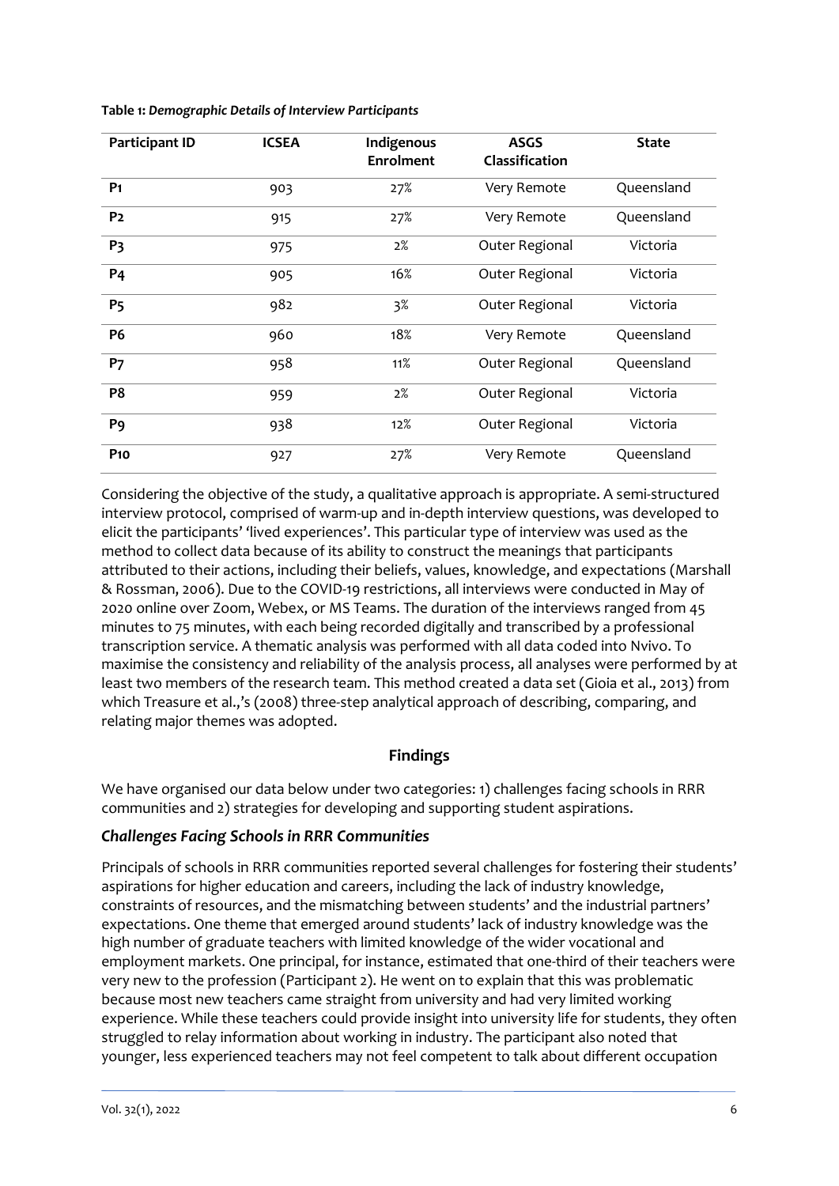**Table 1:** ***Demographic Details of Interview Participants***

| Participant ID | ICSEA | Indigenous Enrolment | ASGS Classification | State |
|---|---|---|---|---|
| **P1** | 903 | 27% | Very Remote | Queensland |
| **P2** | 915 | 27% | Very Remote | Queensland |
| **P3** | 975 | 2% | Outer Regional | Victoria |
| **P4** | 905 | 16% | Outer Regional | Victoria |
| **P5** | 982 | 3% | Outer Regional | Victoria |
| **P6** | 960 | 18% | Very Remote | Queensland |
| **P7** | 958 | 11% | Outer Regional | Queensland |
| **P8** | 959 | 2% | Outer Regional | Victoria |
| **P9** | 938 | 12% | Outer Regional | Victoria |
| **P10** | 927 | 27% | Very Remote | Queensland |

Considering the objective of the study, a qualitative approach is appropriate. A semi-structured interview protocol, comprised of warm-up and in-depth interview questions, was developed to elicit the participants' 'lived experiences'. This particular type of interview was used as the method to collect data because of its ability to construct the meanings that participants attributed to their actions, including their beliefs, values, knowledge, and expectations (Marshall & Rossman, 2006). Due to the COVID-19 restrictions, all interviews were conducted in May of 2020 online over Zoom, Webex, or MS Teams. The duration of the interviews ranged from 45 minutes to 75 minutes, with each being recorded digitally and transcribed by a professional transcription service. A thematic analysis was performed with all data coded into Nvivo. To maximise the consistency and reliability of the analysis process, all analyses were performed by at least two members of the research team. This method created a data set (Gioia et al., 2013) from which Treasure et al.,'s (2008) three-step analytical approach of describing, comparing, and relating major themes was adopted.

## Findings

We have organised our data below under two categories: 1) challenges facing schools in RRR communities and 2) strategies for developing and supporting student aspirations.

### *Challenges Facing Schools in RRR Communities*

Principals of schools in RRR communities reported several challenges for fostering their students' aspirations for higher education and careers, including the lack of industry knowledge, constraints of resources, and the mismatching between students' and the industrial partners' expectations. One theme that emerged around students' lack of industry knowledge was the high number of graduate teachers with limited knowledge of the wider vocational and employment markets. One principal, for instance, estimated that one-third of their teachers were very new to the profession (Participant 2). He went on to explain that this was problematic because most new teachers came straight from university and had very limited working experience. While these teachers could provide insight into university life for students, they often struggled to relay information about working in industry. The participant also noted that younger, less experienced teachers may not feel competent to talk about different occupation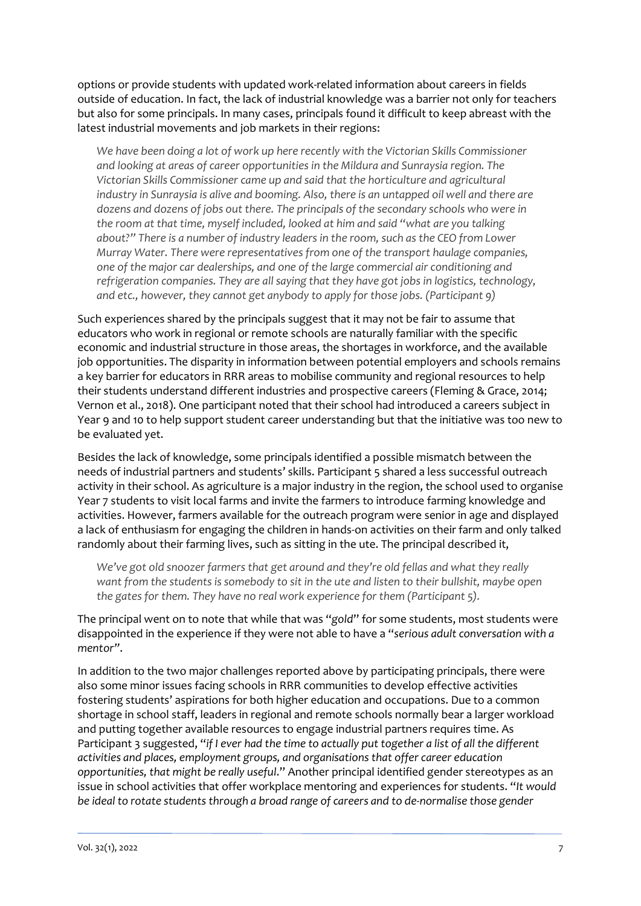options or provide students with updated work-related information about careers in fields outside of education. In fact, the lack of industrial knowledge was a barrier not only for teachers but also for some principals. In many cases, principals found it difficult to keep abreast with the latest industrial movements and job markets in their regions:

> *We have been doing a lot of work up here recently with the Victorian Skills Commissioner and looking at areas of career opportunities in the Mildura and Sunraysia region. The Victorian Skills Commissioner came up and said that the horticulture and agricultural industry in Sunraysia is alive and booming. Also, there is an untapped oil well and there are dozens and dozens of jobs out there. The principals of the secondary schools who were in the room at that time, myself included, looked at him and said "what are you talking about?" There is a number of industry leaders in the room, such as the CEO from Lower Murray Water. There were representatives from one of the transport haulage companies, one of the major car dealerships, and one of the large commercial air conditioning and refrigeration companies. They are all saying that they have got jobs in logistics, technology, and etc., however, they cannot get anybody to apply for those jobs. (Participant 9)*

Such experiences shared by the principals suggest that it may not be fair to assume that educators who work in regional or remote schools are naturally familiar with the specific economic and industrial structure in those areas, the shortages in workforce, and the available job opportunities. The disparity in information between potential employers and schools remains a key barrier for educators in RRR areas to mobilise community and regional resources to help their students understand different industries and prospective careers (Fleming & Grace, 2014; Vernon et al., 2018). One participant noted that their school had introduced a careers subject in Year 9 and 10 to help support student career understanding but that the initiative was too new to be evaluated yet.

Besides the lack of knowledge, some principals identified a possible mismatch between the needs of industrial partners and students' skills. Participant 5 shared a less successful outreach activity in their school. As agriculture is a major industry in the region, the school used to organise Year 7 students to visit local farms and invite the farmers to introduce farming knowledge and activities. However, farmers available for the outreach program were senior in age and displayed a lack of enthusiasm for engaging the children in hands-on activities on their farm and only talked randomly about their farming lives, such as sitting in the ute. The principal described it,

> *We've got old snoozer farmers that get around and they're old fellas and what they really want from the students is somebody to sit in the ute and listen to their bullshit, maybe open the gates for them. They have no real work experience for them (Participant 5).*

The principal went on to note that while that was "*gold*" for some students, most students were disappointed in the experience if they were not able to have a "*serious adult conversation with a mentor*".

In addition to the two major challenges reported above by participating principals, there were also some minor issues facing schools in RRR communities to develop effective activities fostering students' aspirations for both higher education and occupations. Due to a common shortage in school staff, leaders in regional and remote schools normally bear a larger workload and putting together available resources to engage industrial partners requires time. As Participant 3 suggested, "*if I ever had the time to actually put together a list of all the different activities and places, employment groups, and organisations that offer career education opportunities, that might be really useful*." Another principal identified gender stereotypes as an issue in school activities that offer workplace mentoring and experiences for students. "*It would be ideal to rotate students through a broad range of careers and to de-normalise those gender*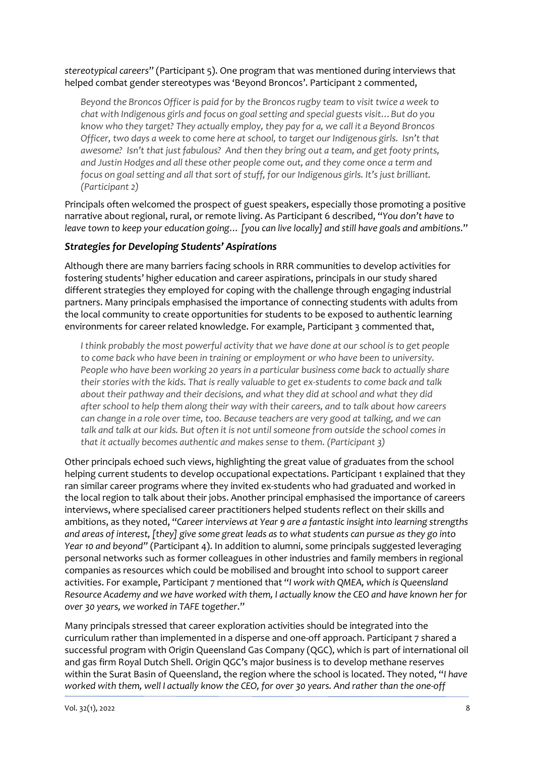*stereotypical careers*" (Participant 5). One program that was mentioned during interviews that helped combat gender stereotypes was 'Beyond Broncos'. Participant 2 commented,

> *Beyond the Broncos Officer is paid for by the Broncos rugby team to visit twice a week to chat with Indigenous girls and focus on goal setting and special guests visit… But do you know who they target? They actually employ, they pay for a, we call it a Beyond Broncos Officer, two days a week to come here at school, to target our Indigenous girls. Isn't that awesome? Isn't that just fabulous? And then they bring out a team, and get footy prints, and Justin Hodges and all these other people come out, and they come once a term and focus on goal setting and all that sort of stuff, for our Indigenous girls. It's just brilliant. (Participant 2)*

Principals often welcomed the prospect of guest speakers, especially those promoting a positive narrative about regional, rural, or remote living. As Participant 6 described, "*You don't have to leave town to keep your education going… [you can live locally] and still have goals and ambitions*."

### *Strategies for Developing Students' Aspirations*

Although there are many barriers facing schools in RRR communities to develop activities for fostering students' higher education and career aspirations, principals in our study shared different strategies they employed for coping with the challenge through engaging industrial partners. Many principals emphasised the importance of connecting students with adults from the local community to create opportunities for students to be exposed to authentic learning environments for career related knowledge. For example, Participant 3 commented that,

> *I think probably the most powerful activity that we have done at our school is to get people to come back who have been in training or employment or who have been to university. People who have been working 20 years in a particular business come back to actually share their stories with the kids. That is really valuable to get ex-students to come back and talk about their pathway and their decisions, and what they did at school and what they did after school to help them along their way with their careers, and to talk about how careers can change in a role over time, too. Because teachers are very good at talking, and we can talk and talk at our kids. But often it is not until someone from outside the school comes in that it actually becomes authentic and makes sense to them. (Participant 3)*

Other principals echoed such views, highlighting the great value of graduates from the school helping current students to develop occupational expectations. Participant 1 explained that they ran similar career programs where they invited ex-students who had graduated and worked in the local region to talk about their jobs. Another principal emphasised the importance of careers interviews, where specialised career practitioners helped students reflect on their skills and ambitions, as they noted, "*Career interviews at Year 9 are a fantastic insight into learning strengths and areas of interest, [they] give some great leads as to what students can pursue as they go into Year 10 and beyond*" (Participant 4). In addition to alumni, some principals suggested leveraging personal networks such as former colleagues in other industries and family members in regional companies as resources which could be mobilised and brought into school to support career activities. For example, Participant 7 mentioned that "*I work with QMEA, which is Queensland Resource Academy and we have worked with them, I actually know the CEO and have known her for over 30 years, we worked in TAFE together*."

Many principals stressed that career exploration activities should be integrated into the curriculum rather than implemented in a disperse and one-off approach. Participant 7 shared a successful program with Origin Queensland Gas Company (QGC), which is part of international oil and gas firm Royal Dutch Shell. Origin QGC's major business is to develop methane reserves within the Surat Basin of Queensland, the region where the school is located. They noted, "*I have worked with them, well I actually know the CEO, for over 30 years. And rather than the one-off*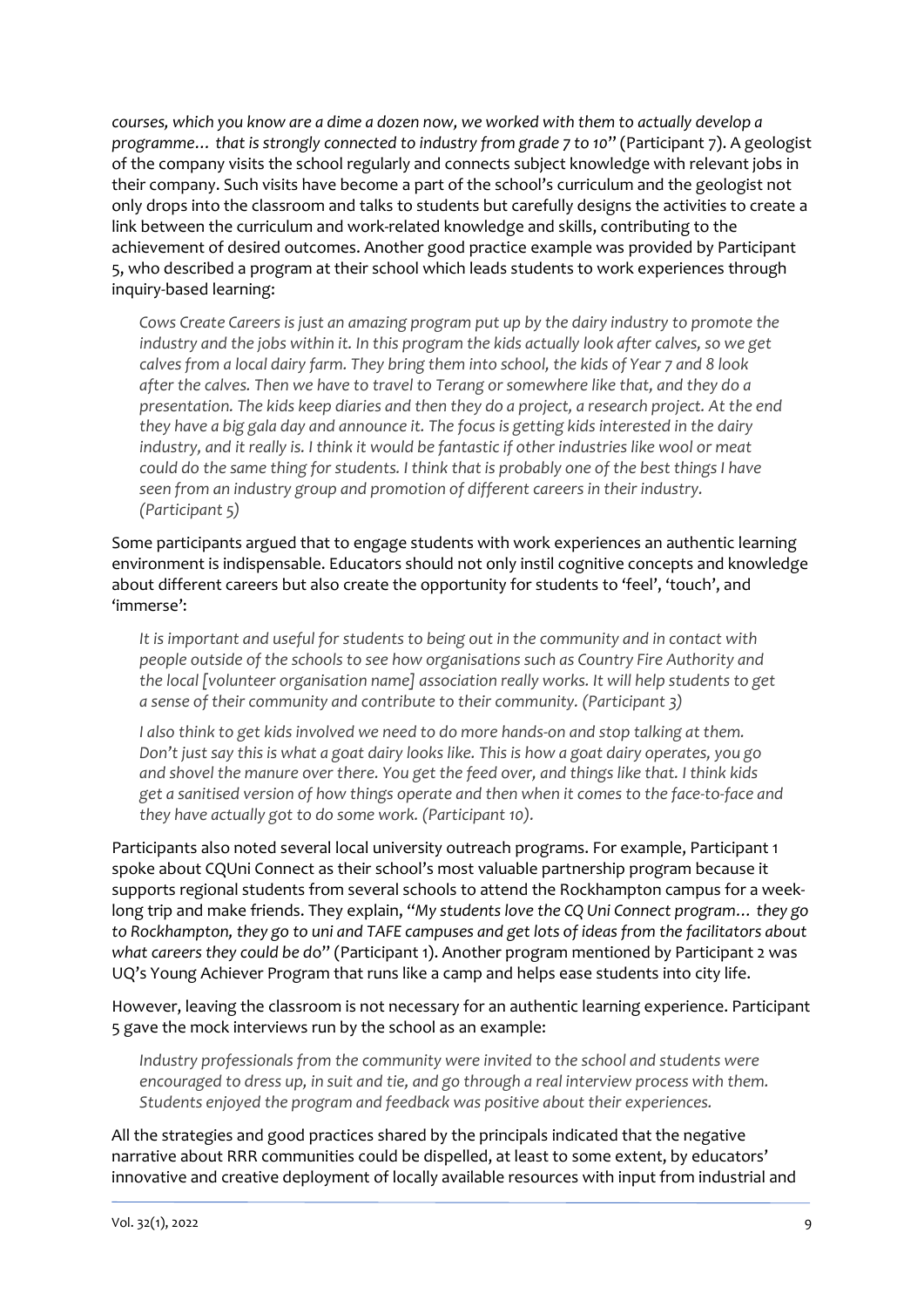*courses, which you know are a dime a dozen now, we worked with them to actually develop a programme… that is strongly connected to industry from grade 7 to 10*" (Participant 7). A geologist of the company visits the school regularly and connects subject knowledge with relevant jobs in their company. Such visits have become a part of the school's curriculum and the geologist not only drops into the classroom and talks to students but carefully designs the activities to create a link between the curriculum and work-related knowledge and skills, contributing to the achievement of desired outcomes. Another good practice example was provided by Participant 5, who described a program at their school which leads students to work experiences through inquiry-based learning:

> *Cows Create Careers is just an amazing program put up by the dairy industry to promote the industry and the jobs within it. In this program the kids actually look after calves, so we get calves from a local dairy farm. They bring them into school, the kids of Year 7 and 8 look after the calves. Then we have to travel to Terang or somewhere like that, and they do a presentation. The kids keep diaries and then they do a project, a research project. At the end they have a big gala day and announce it. The focus is getting kids interested in the dairy industry, and it really is. I think it would be fantastic if other industries like wool or meat could do the same thing for students. I think that is probably one of the best things I have seen from an industry group and promotion of different careers in their industry. (Participant 5)*

Some participants argued that to engage students with work experiences an authentic learning environment is indispensable. Educators should not only instil cognitive concepts and knowledge about different careers but also create the opportunity for students to 'feel', 'touch', and 'immerse':

> *It is important and useful for students to being out in the community and in contact with people outside of the schools to see how organisations such as Country Fire Authority and the local [volunteer organisation name] association really works. It will help students to get a sense of their community and contribute to their community. (Participant 3)*

> *I also think to get kids involved we need to do more hands-on and stop talking at them. Don't just say this is what a goat dairy looks like. This is how a goat dairy operates, you go and shovel the manure over there. You get the feed over, and things like that. I think kids get a sanitised version of how things operate and then when it comes to the face-to-face and they have actually got to do some work. (Participant 10).*

Participants also noted several local university outreach programs. For example, Participant 1 spoke about CQUni Connect as their school's most valuable partnership program because it supports regional students from several schools to attend the Rockhampton campus for a week-long trip and make friends. They explain, "*My students love the CQ Uni Connect program… they go to Rockhampton, they go to uni and TAFE campuses and get lots of ideas from the facilitators about what careers they could be do*" (Participant 1). Another program mentioned by Participant 2 was UQ's Young Achiever Program that runs like a camp and helps ease students into city life.

However, leaving the classroom is not necessary for an authentic learning experience. Participant 5 gave the mock interviews run by the school as an example:

> *Industry professionals from the community were invited to the school and students were encouraged to dress up, in suit and tie, and go through a real interview process with them. Students enjoyed the program and feedback was positive about their experiences.*

All the strategies and good practices shared by the principals indicated that the negative narrative about RRR communities could be dispelled, at least to some extent, by educators' innovative and creative deployment of locally available resources with input from industrial and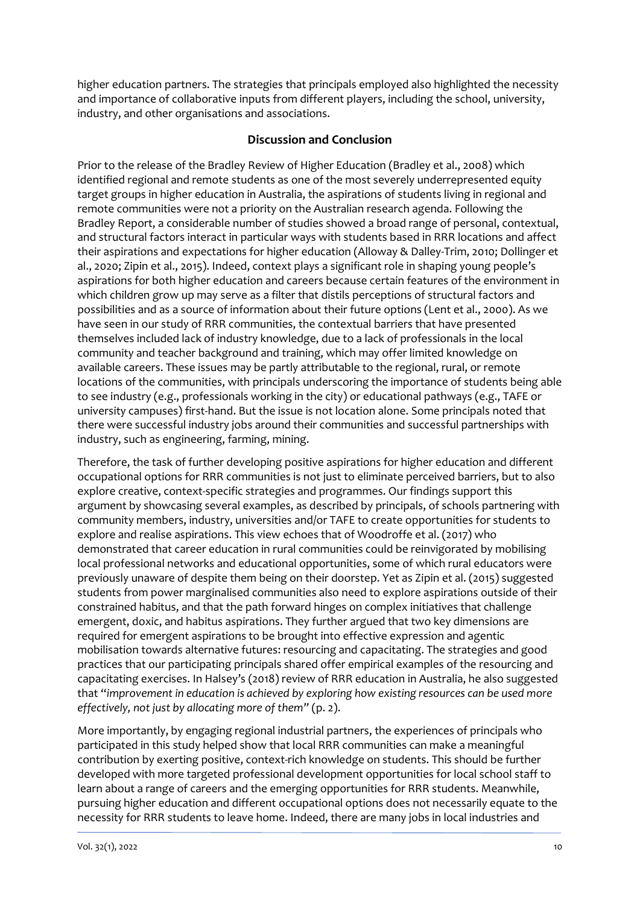higher education partners. The strategies that principals employed also highlighted the necessity and importance of collaborative inputs from different players, including the school, university, industry, and other organisations and associations.

## Discussion and Conclusion

Prior to the release of the Bradley Review of Higher Education (Bradley et al., 2008) which identified regional and remote students as one of the most severely underrepresented equity target groups in higher education in Australia, the aspirations of students living in regional and remote communities were not a priority on the Australian research agenda. Following the Bradley Report, a considerable number of studies showed a broad range of personal, contextual, and structural factors interact in particular ways with students based in RRR locations and affect their aspirations and expectations for higher education (Alloway & Dalley-Trim, 2010; Dollinger et al., 2020; Zipin et al., 2015). Indeed, context plays a significant role in shaping young people's aspirations for both higher education and careers because certain features of the environment in which children grow up may serve as a filter that distils perceptions of structural factors and possibilities and as a source of information about their future options (Lent et al., 2000). As we have seen in our study of RRR communities, the contextual barriers that have presented themselves included lack of industry knowledge, due to a lack of professionals in the local community and teacher background and training, which may offer limited knowledge on available careers. These issues may be partly attributable to the regional, rural, or remote locations of the communities, with principals underscoring the importance of students being able to see industry (e.g., professionals working in the city) or educational pathways (e.g., TAFE or university campuses) first-hand. But the issue is not location alone. Some principals noted that there were successful industry jobs around their communities and successful partnerships with industry, such as engineering, farming, mining.

Therefore, the task of further developing positive aspirations for higher education and different occupational options for RRR communities is not just to eliminate perceived barriers, but to also explore creative, context-specific strategies and programmes. Our findings support this argument by showcasing several examples, as described by principals, of schools partnering with community members, industry, universities and/or TAFE to create opportunities for students to explore and realise aspirations. This view echoes that of Woodroffe et al. (2017) who demonstrated that career education in rural communities could be reinvigorated by mobilising local professional networks and educational opportunities, some of which rural educators were previously unaware of despite them being on their doorstep. Yet as Zipin et al. (2015) suggested students from power marginalised communities also need to explore aspirations outside of their constrained habitus, and that the path forward hinges on complex initiatives that challenge emergent, doxic, and habitus aspirations. They further argued that two key dimensions are required for emergent aspirations to be brought into effective expression and agentic mobilisation towards alternative futures: resourcing and capacitating. The strategies and good practices that our participating principals shared offer empirical examples of the resourcing and capacitating exercises. In Halsey's (2018) review of RRR education in Australia, he also suggested that "*improvement in education is achieved by exploring how existing resources can be used more effectively, not just by allocating more of them*" (p. 2).

More importantly, by engaging regional industrial partners, the experiences of principals who participated in this study helped show that local RRR communities can make a meaningful contribution by exerting positive, context-rich knowledge on students. This should be further developed with more targeted professional development opportunities for local school staff to learn about a range of careers and the emerging opportunities for RRR students. Meanwhile, pursuing higher education and different occupational options does not necessarily equate to the necessity for RRR students to leave home. Indeed, there are many jobs in local industries and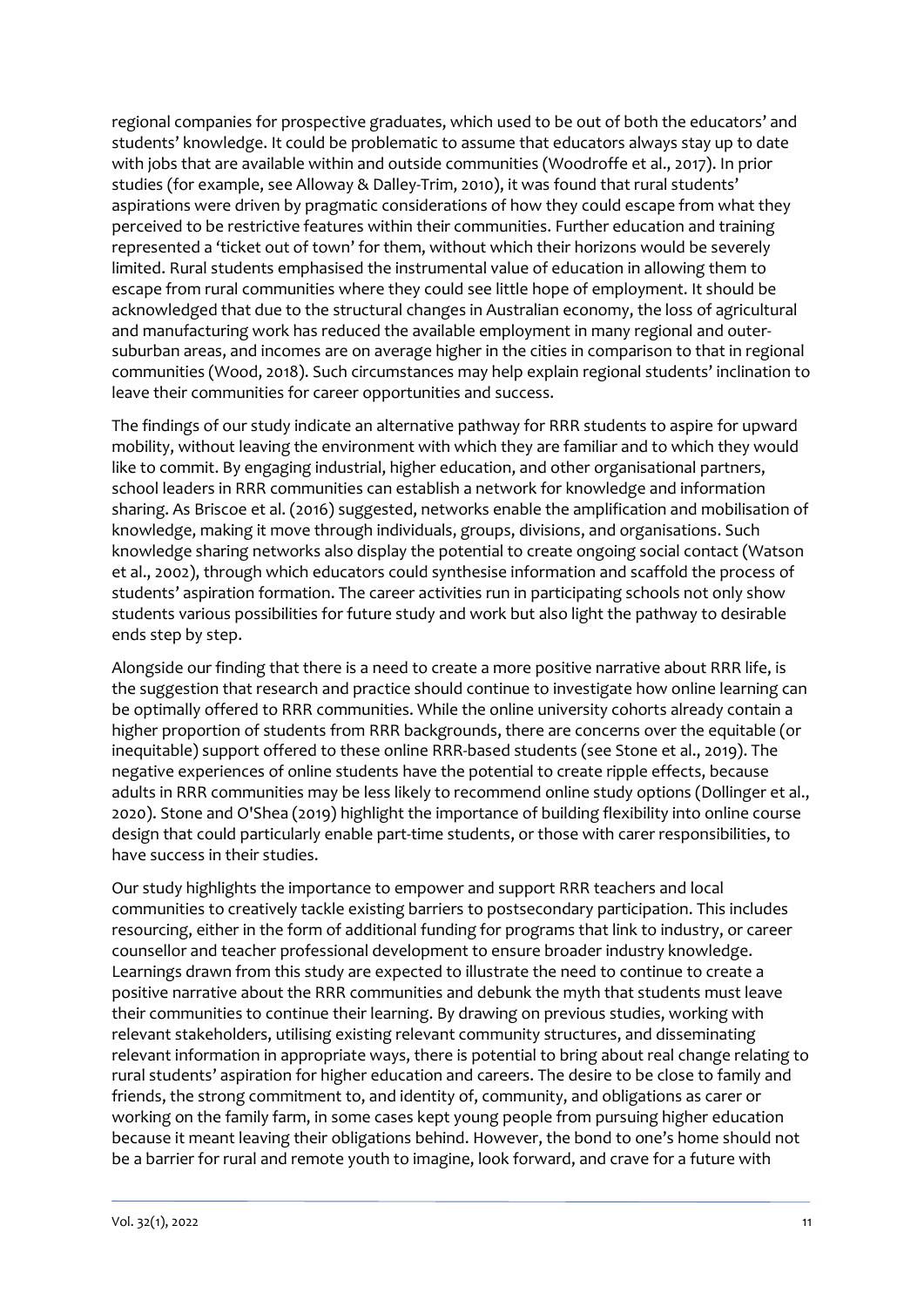regional companies for prospective graduates, which used to be out of both the educators' and students' knowledge. It could be problematic to assume that educators always stay up to date with jobs that are available within and outside communities (Woodroffe et al., 2017). In prior studies (for example, see Alloway & Dalley-Trim, 2010), it was found that rural students' aspirations were driven by pragmatic considerations of how they could escape from what they perceived to be restrictive features within their communities. Further education and training represented a 'ticket out of town' for them, without which their horizons would be severely limited. Rural students emphasised the instrumental value of education in allowing them to escape from rural communities where they could see little hope of employment. It should be acknowledged that due to the structural changes in Australian economy, the loss of agricultural and manufacturing work has reduced the available employment in many regional and outer-suburban areas, and incomes are on average higher in the cities in comparison to that in regional communities (Wood, 2018). Such circumstances may help explain regional students' inclination to leave their communities for career opportunities and success.

The findings of our study indicate an alternative pathway for RRR students to aspire for upward mobility, without leaving the environment with which they are familiar and to which they would like to commit. By engaging industrial, higher education, and other organisational partners, school leaders in RRR communities can establish a network for knowledge and information sharing. As Briscoe et al. (2016) suggested, networks enable the amplification and mobilisation of knowledge, making it move through individuals, groups, divisions, and organisations. Such knowledge sharing networks also display the potential to create ongoing social contact (Watson et al., 2002), through which educators could synthesise information and scaffold the process of students' aspiration formation. The career activities run in participating schools not only show students various possibilities for future study and work but also light the pathway to desirable ends step by step.

Alongside our finding that there is a need to create a more positive narrative about RRR life, is the suggestion that research and practice should continue to investigate how online learning can be optimally offered to RRR communities. While the online university cohorts already contain a higher proportion of students from RRR backgrounds, there are concerns over the equitable (or inequitable) support offered to these online RRR-based students (see Stone et al., 2019). The negative experiences of online students have the potential to create ripple effects, because adults in RRR communities may be less likely to recommend online study options (Dollinger et al., 2020). Stone and O'Shea (2019) highlight the importance of building flexibility into online course design that could particularly enable part-time students, or those with carer responsibilities, to have success in their studies.

Our study highlights the importance to empower and support RRR teachers and local communities to creatively tackle existing barriers to postsecondary participation. This includes resourcing, either in the form of additional funding for programs that link to industry, or career counsellor and teacher professional development to ensure broader industry knowledge. Learnings drawn from this study are expected to illustrate the need to continue to create a positive narrative about the RRR communities and debunk the myth that students must leave their communities to continue their learning. By drawing on previous studies, working with relevant stakeholders, utilising existing relevant community structures, and disseminating relevant information in appropriate ways, there is potential to bring about real change relating to rural students' aspiration for higher education and careers. The desire to be close to family and friends, the strong commitment to, and identity of, community, and obligations as carer or working on the family farm, in some cases kept young people from pursuing higher education because it meant leaving their obligations behind. However, the bond to one's home should not be a barrier for rural and remote youth to imagine, look forward, and crave for a future with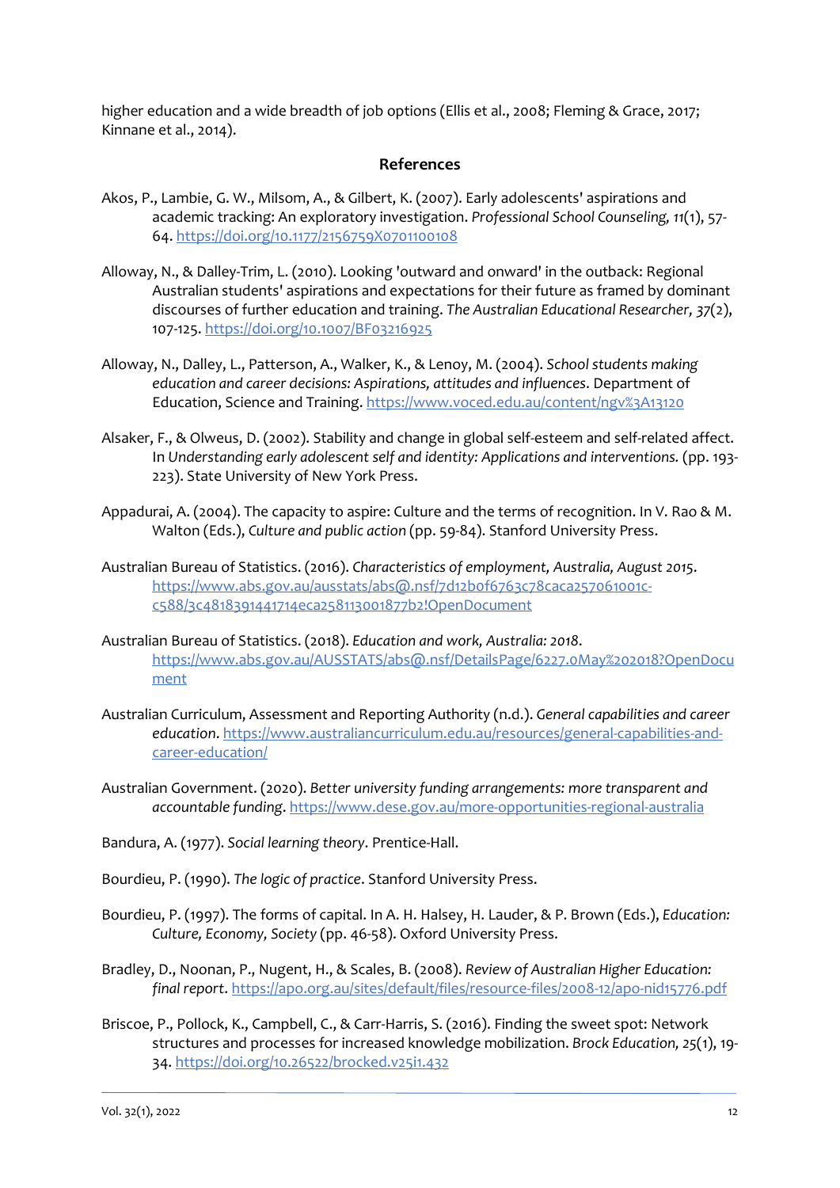higher education and a wide breadth of job options (Ellis et al., 2008; Fleming & Grace, 2017; Kinnane et al., 2014).

## References

Akos, P., Lambie, G. W., Milsom, A., & Gilbert, K. (2007). Early adolescents' aspirations and academic tracking: An exploratory investigation. *Professional School Counseling, 11*(1), 57-64. https://doi.org/10.1177/2156759X0701100108

Alloway, N., & Dalley-Trim, L. (2010). Looking 'outward and onward' in the outback: Regional Australian students' aspirations and expectations for their future as framed by dominant discourses of further education and training. *The Australian Educational Researcher, 37*(2), 107-125. https://doi.org/10.1007/BF03216925

Alloway, N., Dalley, L., Patterson, A., Walker, K., & Lenoy, M. (2004). *School students making education and career decisions: Aspirations, attitudes and influences*. Department of Education, Science and Training. https://www.voced.edu.au/content/ngv%3A13120

Alsaker, F., & Olweus, D. (2002). Stability and change in global self-esteem and self-related affect. In *Understanding early adolescent self and identity: Applications and interventions.* (pp. 193-223). State University of New York Press.

Appadurai, A. (2004). The capacity to aspire: Culture and the terms of recognition. In V. Rao & M. Walton (Eds.), *Culture and public action* (pp. 59-84). Stanford University Press.

Australian Bureau of Statistics. (2016). *Characteristics of employment, Australia, August 2015*. https://www.abs.gov.au/ausstats/abs@.nsf/7d12b0f6763c78caca257061001cc588/3c4818391441714eca258113001877b2!OpenDocument

Australian Bureau of Statistics. (2018). *Education and work, Australia: 2018*. https://www.abs.gov.au/AUSSTATS/abs@.nsf/DetailsPage/6227.0May%202018?OpenDocument

Australian Curriculum, Assessment and Reporting Authority (n.d.). *General capabilities and career education*. https://www.australiancurriculum.edu.au/resources/general-capabilities-and-career-education/

Australian Government. (2020). *Better university funding arrangements: more transparent and accountable funding*. https://www.dese.gov.au/more-opportunities-regional-australia

Bandura, A. (1977). *Social learning theory*. Prentice-Hall.

Bourdieu, P. (1990). *The logic of practice*. Stanford University Press.

Bourdieu, P. (1997). The forms of capital. In A. H. Halsey, H. Lauder, & P. Brown (Eds.), *Education: Culture, Economy, Society* (pp. 46-58). Oxford University Press.

Bradley, D., Noonan, P., Nugent, H., & Scales, B. (2008). *Review of Australian Higher Education: final report*. https://apo.org.au/sites/default/files/resource-files/2008-12/apo-nid15776.pdf

Briscoe, P., Pollock, K., Campbell, C., & Carr-Harris, S. (2016). Finding the sweet spot: Network structures and processes for increased knowledge mobilization. *Brock Education, 25*(1), 19-34. https://doi.org/10.26522/brocked.v25i1.432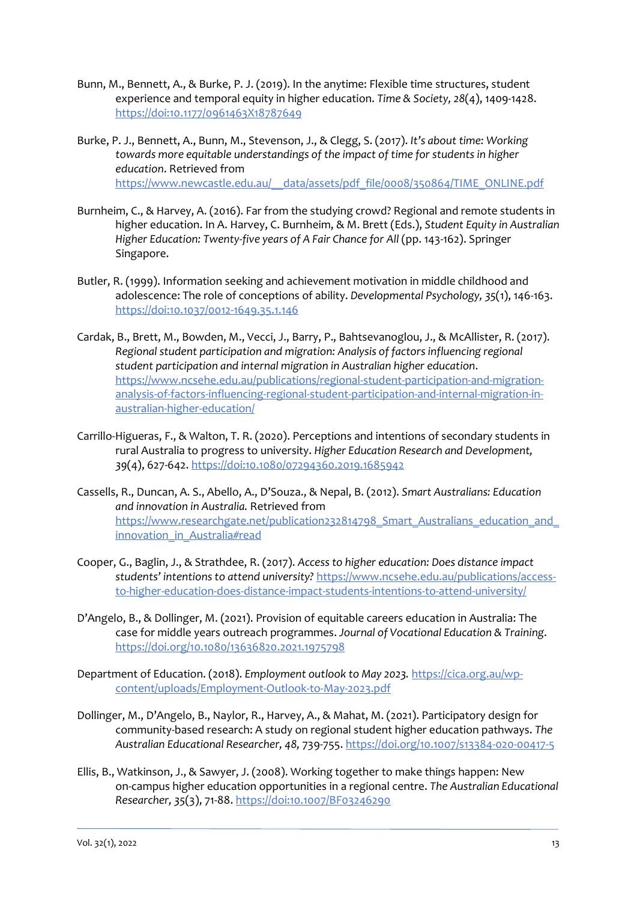Bunn, M., Bennett, A., & Burke, P. J. (2019). In the anytime: Flexible time structures, student experience and temporal equity in higher education. *Time & Society, 28*(4), 1409-1428. https://doi:10.1177/0961463X18787649

Burke, P. J., Bennett, A., Bunn, M., Stevenson, J., & Clegg, S. (2017). *It's about time: Working towards more equitable understandings of the impact of time for students in higher education*. Retrieved from https://www.newcastle.edu.au/__data/assets/pdf_file/0008/350864/TIME_ONLINE.pdf

Burnheim, C., & Harvey, A. (2016). Far from the studying crowd? Regional and remote students in higher education. In A. Harvey, C. Burnheim, & M. Brett (Eds.), *Student Equity in Australian Higher Education: Twenty-five years of A Fair Chance for All* (pp. 143-162). Springer Singapore.

Butler, R. (1999). Information seeking and achievement motivation in middle childhood and adolescence: The role of conceptions of ability. *Developmental Psychology, 35*(1), 146-163. https://doi:10.1037/0012-1649.35.1.146

Cardak, B., Brett, M., Bowden, M., Vecci, J., Barry, P., Bahtsevanoglou, J., & McAllister, R. (2017). *Regional student participation and migration: Analysis of factors influencing regional student participation and internal migration in Australian higher education*. https://www.ncsehe.edu.au/publications/regional-student-participation-and-migration-analysis-of-factors-influencing-regional-student-participation-and-internal-migration-in-australian-higher-education/

Carrillo-Higueras, F., & Walton, T. R. (2020). Perceptions and intentions of secondary students in rural Australia to progress to university. *Higher Education Research and Development, 39*(4), 627-642. https://doi:10.1080/07294360.2019.1685942

Cassells, R., Duncan, A. S., Abello, A., D'Souza., & Nepal, B. (2012). *Smart Australians: Education and innovation in Australia.* Retrieved from https://www.researchgate.net/publication232814798_Smart_Australians_education_and_innovation_in_Australia#read

Cooper, G., Baglin, J., & Strathdee, R. (2017). *Access to higher education: Does distance impact students' intentions to attend university?* https://www.ncsehe.edu.au/publications/access-to-higher-education-does-distance-impact-students-intentions-to-attend-university/

D'Angelo, B., & Dollinger, M. (2021). Provision of equitable careers education in Australia: The case for middle years outreach programmes. *Journal of Vocational Education & Training*. https://doi.org/10.1080/13636820.2021.1975798

Department of Education. (2018). *Employment outlook to May 2023.* https://cica.org.au/wp-content/uploads/Employment-Outlook-to-May-2023.pdf

Dollinger, M., D'Angelo, B., Naylor, R., Harvey, A., & Mahat, M. (2021). Participatory design for community-based research: A study on regional student higher education pathways. *The Australian Educational Researcher, 48,* 739-755. https://doi.org/10.1007/s13384-020-00417-5

Ellis, B., Watkinson, J., & Sawyer, J. (2008). Working together to make things happen: New on-campus higher education opportunities in a regional centre. *The Australian Educational Researcher, 35*(3), 71-88. https://doi:10.1007/BF03246290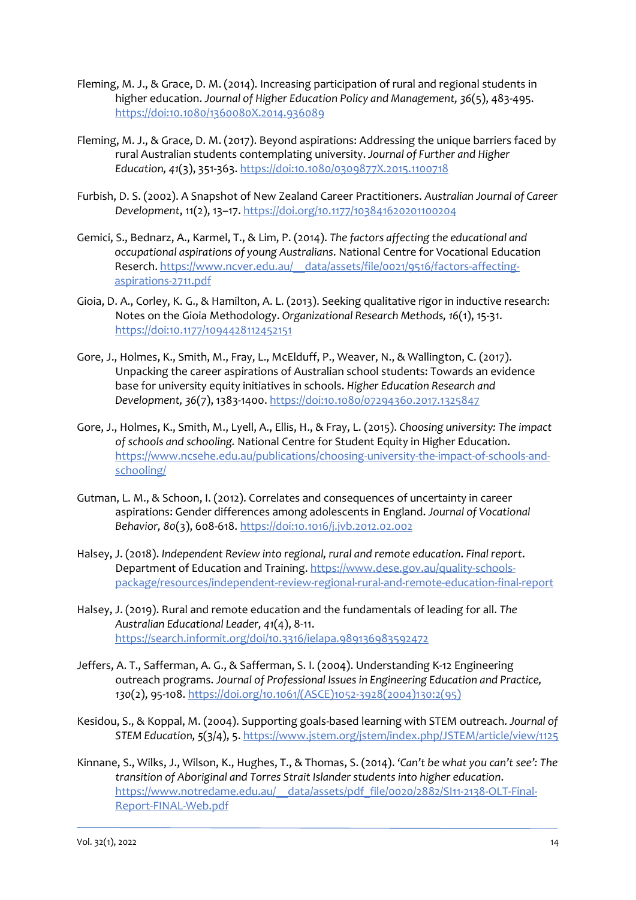Fleming, M. J., & Grace, D. M. (2014). Increasing participation of rural and regional students in higher education. *Journal of Higher Education Policy and Management, 36*(5), 483-495. https://doi:10.1080/1360080X.2014.936089

Fleming, M. J., & Grace, D. M. (2017). Beyond aspirations: Addressing the unique barriers faced by rural Australian students contemplating university. *Journal of Further and Higher Education, 41*(3), 351-363. https://doi:10.1080/0309877X.2015.1100718

Furbish, D. S. (2002). A Snapshot of New Zealand Career Practitioners. *Australian Journal of Career Development*, 11(2), 13–17. https://doi.org/10.1177/103841620201100204

Gemici, S., Bednarz, A., Karmel, T., & Lim, P. (2014). *The factors affecting the educational and occupational aspirations of young Australians*. National Centre for Vocational Education Reserch. https://www.ncver.edu.au/__data/assets/file/0021/9516/factors-affecting-aspirations-2711.pdf

Gioia, D. A., Corley, K. G., & Hamilton, A. L. (2013). Seeking qualitative rigor in inductive research: Notes on the Gioia Methodology. *Organizational Research Methods, 16*(1), 15-31. https://doi:10.1177/1094428112452151

Gore, J., Holmes, K., Smith, M., Fray, L., McElduff, P., Weaver, N., & Wallington, C. (2017). Unpacking the career aspirations of Australian school students: Towards an evidence base for university equity initiatives in schools. *Higher Education Research and Development, 36*(7), 1383-1400. https://doi:10.1080/07294360.2017.1325847

Gore, J., Holmes, K., Smith, M., Lyell, A., Ellis, H., & Fray, L. (2015). *Choosing university: The impact of schools and schooling.* National Centre for Student Equity in Higher Education. https://www.ncsehe.edu.au/publications/choosing-university-the-impact-of-schools-and-schooling/

Gutman, L. M., & Schoon, I. (2012). Correlates and consequences of uncertainty in career aspirations: Gender differences among adolescents in England. *Journal of Vocational Behavior, 80*(3), 608-618. https://doi:10.1016/j.jvb.2012.02.002

Halsey, J. (2018). *Independent Review into regional, rural and remote education. Final report*. Department of Education and Training. https://www.dese.gov.au/quality-schools-package/resources/independent-review-regional-rural-and-remote-education-final-report

Halsey, J. (2019). Rural and remote education and the fundamentals of leading for all. *The Australian Educational Leader, 41*(4), 8-11. https://search.informit.org/doi/10.3316/ielapa.989136983592472

Jeffers, A. T., Safferman, A. G., & Safferman, S. I. (2004). Understanding K-12 Engineering outreach programs. *Journal of Professional Issues in Engineering Education and Practice, 130*(2), 95-108. https://doi.org/10.1061/(ASCE)1052-3928(2004)130:2(95)

Kesidou, S., & Koppal, M. (2004). Supporting goals-based learning with STEM outreach. *Journal of STEM Education, 5*(3/4), 5. https://www.jstem.org/jstem/index.php/JSTEM/article/view/1125

Kinnane, S., Wilks, J., Wilson, K., Hughes, T., & Thomas, S. (2014). *'Can't be what you can't see': The transition of Aboriginal and Torres Strait Islander students into higher education*. https://www.notredame.edu.au/__data/assets/pdf_file/0020/2882/SI11-2138-OLT-Final-Report-FINAL-Web.pdf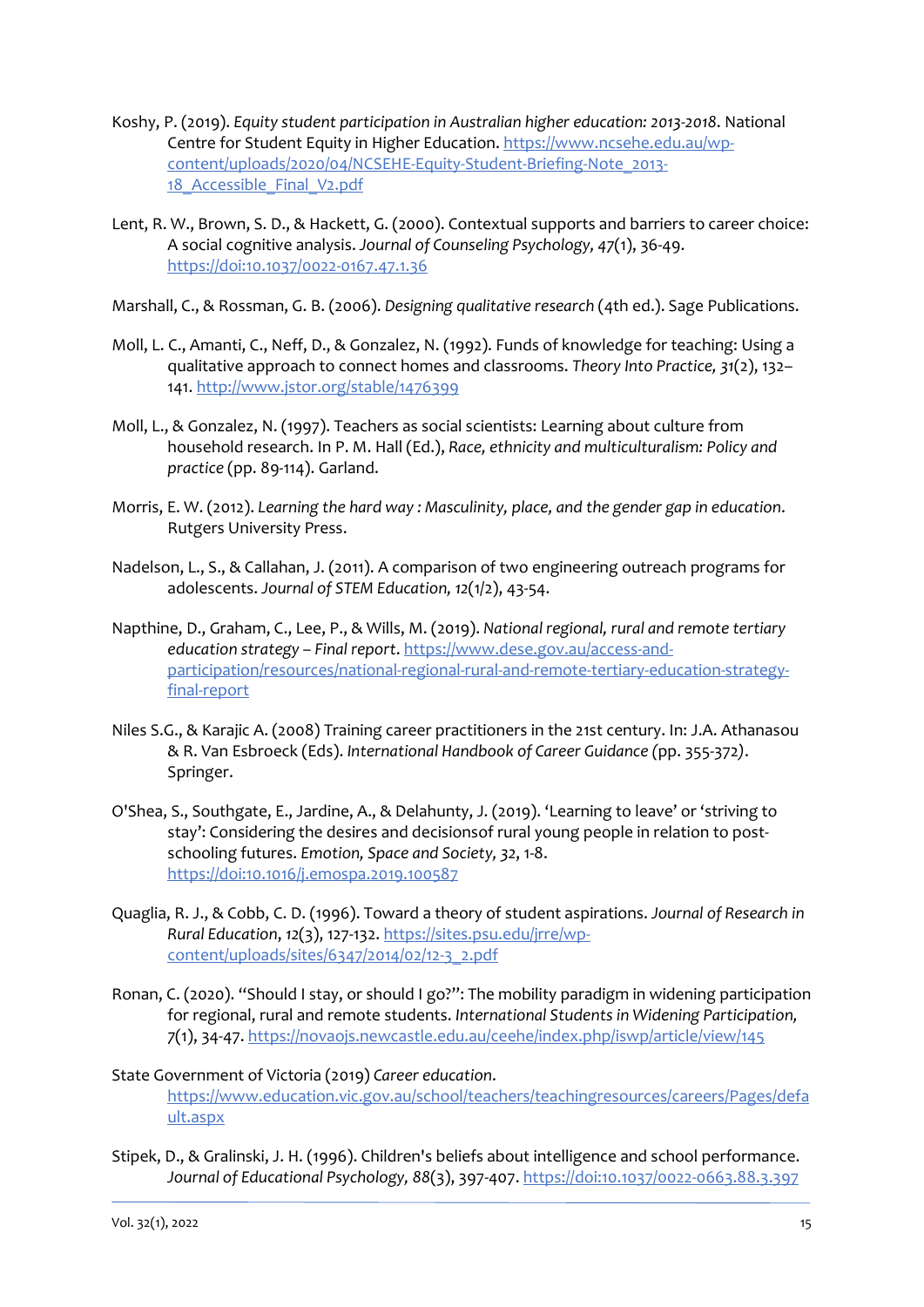Koshy, P. (2019). *Equity student participation in Australian higher education: 2013-2018*. National Centre for Student Equity in Higher Education. https://www.ncsehe.edu.au/wp-content/uploads/2020/04/NCSEHE-Equity-Student-Briefing-Note_2013-18_Accessible_Final_V2.pdf

Lent, R. W., Brown, S. D., & Hackett, G. (2000). Contextual supports and barriers to career choice: A social cognitive analysis. *Journal of Counseling Psychology, 47*(1), 36-49. https://doi:10.1037/0022-0167.47.1.36

Marshall, C., & Rossman, G. B. (2006). *Designing qualitative research* (4th ed.). Sage Publications.

Moll, L. C., Amanti, C., Neff, D., & Gonzalez, N. (1992). Funds of knowledge for teaching: Using a qualitative approach to connect homes and classrooms. *Theory Into Practice, 31*(2), 132–141. http://www.jstor.org/stable/1476399

Moll, L., & Gonzalez, N. (1997). Teachers as social scientists: Learning about culture from household research. In P. M. Hall (Ed.), *Race, ethnicity and multiculturalism: Policy and practice* (pp. 89-114). Garland.

Morris, E. W. (2012). *Learning the hard way : Masculinity, place, and the gender gap in education*. Rutgers University Press.

Nadelson, L., S., & Callahan, J. (2011). A comparison of two engineering outreach programs for adolescents. *Journal of STEM Education, 12*(1/2), 43-54.

Napthine, D., Graham, C., Lee, P., & Wills, M. (2019). *National regional, rural and remote tertiary education strategy – Final report*. https://www.dese.gov.au/access-and-participation/resources/national-regional-rural-and-remote-tertiary-education-strategy-final-report

Niles S.G., & Karajic A. (2008) Training career practitioners in the 21st century. In: J.A. Athanasou & R. Van Esbroeck (Eds). *International Handbook of Career Guidance* (pp. 355-372). Springer.

O'Shea, S., Southgate, E., Jardine, A., & Delahunty, J. (2019). 'Learning to leave' or 'striving to stay': Considering the desires and decisionsof rural young people in relation to post-schooling futures. *Emotion, Space and Society, 32*, 1-8. https://doi:10.1016/j.emospa.2019.100587

Quaglia, R. J., & Cobb, C. D. (1996). Toward a theory of student aspirations. *Journal of Research in Rural Education, 12*(3), 127-132. https://sites.psu.edu/jrre/wp-content/uploads/sites/6347/2014/02/12-3_2.pdf

Ronan, C. (2020). "Should I stay, or should I go?": The mobility paradigm in widening participation for regional, rural and remote students. *International Students in Widening Participation, 7*(1), 34-47. https://novaojs.newcastle.edu.au/ceehe/index.php/iswp/article/view/145

State Government of Victoria (2019) *Career education*. https://www.education.vic.gov.au/school/teachers/teachingresources/careers/Pages/default.aspx

Stipek, D., & Gralinski, J. H. (1996). Children's beliefs about intelligence and school performance. *Journal of Educational Psychology, 88*(3), 397-407. https://doi:10.1037/0022-0663.88.3.397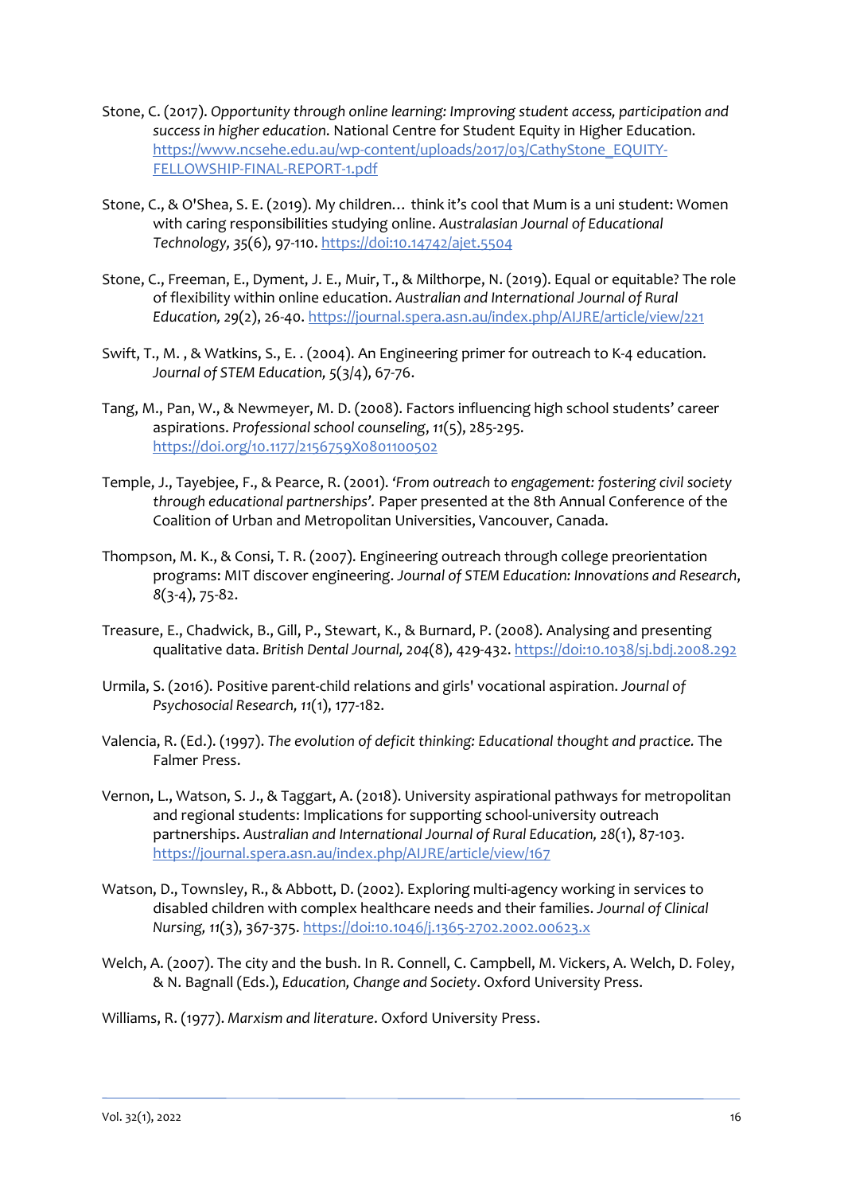Stone, C. (2017). *Opportunity through online learning: Improving student access, participation and success in higher education.* National Centre for Student Equity in Higher Education. https://www.ncsehe.edu.au/wp-content/uploads/2017/03/CathyStone_EQUITY-FELLOWSHIP-FINAL-REPORT-1.pdf

Stone, C., & O'Shea, S. E. (2019). My children… think it's cool that Mum is a uni student: Women with caring responsibilities studying online. *Australasian Journal of Educational Technology, 35*(6), 97-110. https://doi:10.14742/ajet.5504

Stone, C., Freeman, E., Dyment, J. E., Muir, T., & Milthorpe, N. (2019). Equal or equitable? The role of flexibility within online education. *Australian and International Journal of Rural Education, 29*(2), 26-40. https://journal.spera.asn.au/index.php/AIJRE/article/view/221

Swift, T., M. , & Watkins, S., E. . (2004). An Engineering primer for outreach to K-4 education. *Journal of STEM Education, 5*(3/4), 67-76.

Tang, M., Pan, W., & Newmeyer, M. D. (2008). Factors influencing high school students' career aspirations. *Professional school counseling*, *11*(5), 285-295. https://doi.org/10.1177/2156759X0801100502

Temple, J., Tayebjee, F., & Pearce, R. (2001). *'From outreach to engagement: fostering civil society through educational partnerships'.* Paper presented at the 8th Annual Conference of the Coalition of Urban and Metropolitan Universities, Vancouver, Canada.

Thompson, M. K., & Consi, T. R. (2007). Engineering outreach through college preorientation programs: MIT discover engineering. *Journal of STEM Education: Innovations and Research*, *8*(3-4), 75-82.

Treasure, E., Chadwick, B., Gill, P., Stewart, K., & Burnard, P. (2008). Analysing and presenting qualitative data. *British Dental Journal, 204*(8), 429-432. https://doi:10.1038/sj.bdj.2008.292

Urmila, S. (2016). Positive parent-child relations and girls' vocational aspiration. *Journal of Psychosocial Research, 11*(1), 177-182.

Valencia, R. (Ed.). (1997). *The evolution of deficit thinking: Educational thought and practice.* The Falmer Press.

Vernon, L., Watson, S. J., & Taggart, A. (2018). University aspirational pathways for metropolitan and regional students: Implications for supporting school-university outreach partnerships. *Australian and International Journal of Rural Education, 28*(1), 87-103. https://journal.spera.asn.au/index.php/AIJRE/article/view/167

Watson, D., Townsley, R., & Abbott, D. (2002). Exploring multi-agency working in services to disabled children with complex healthcare needs and their families. *Journal of Clinical Nursing, 11*(3), 367-375. https://doi:10.1046/j.1365-2702.2002.00623.x

Welch, A. (2007). The city and the bush. In R. Connell, C. Campbell, M. Vickers, A. Welch, D. Foley, & N. Bagnall (Eds.), *Education, Change and Society*. Oxford University Press.

Williams, R. (1977). *Marxism and literature*. Oxford University Press.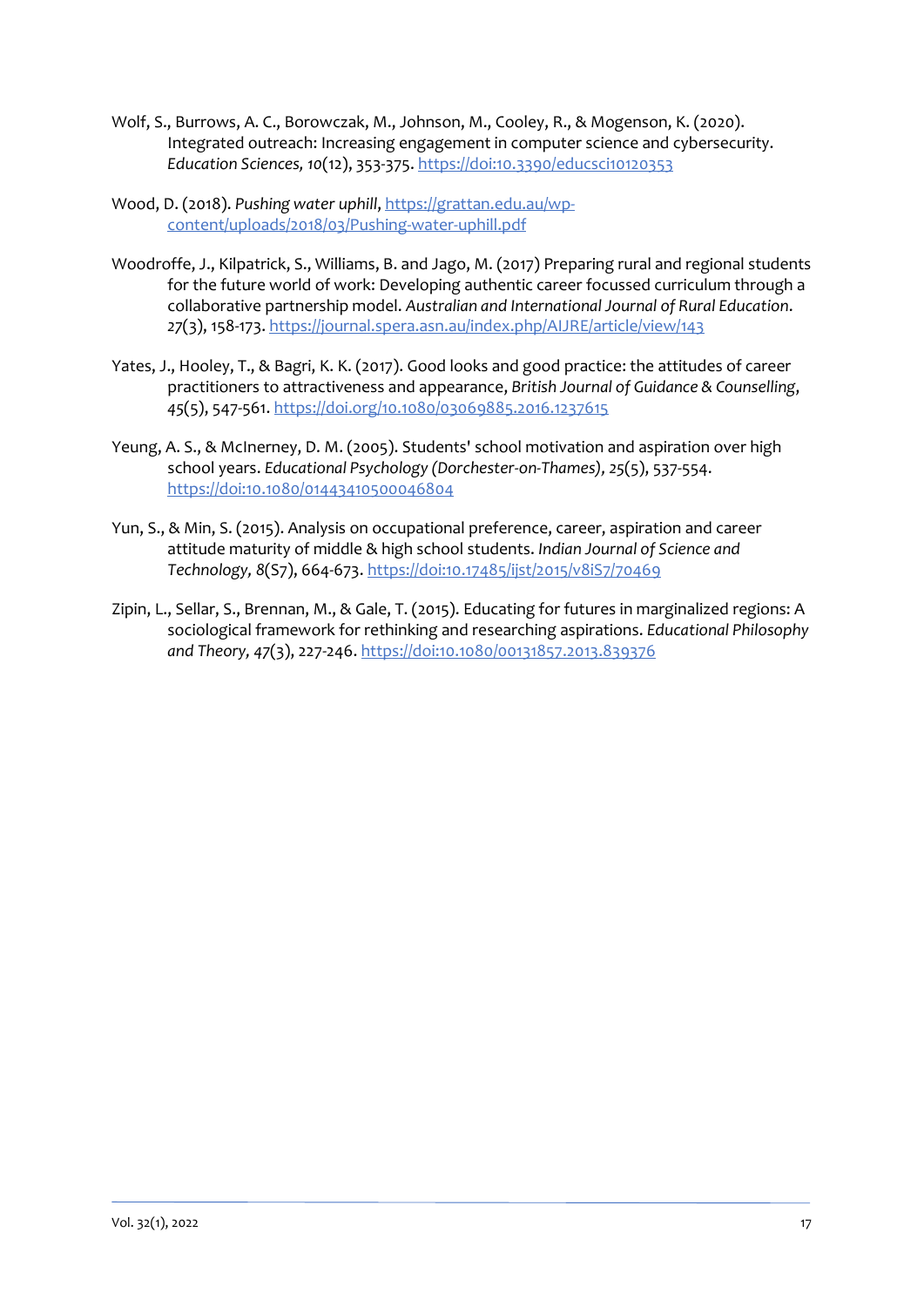Wolf, S., Burrows, A. C., Borowczak, M., Johnson, M., Cooley, R., & Mogenson, K. (2020). Integrated outreach: Increasing engagement in computer science and cybersecurity. *Education Sciences, 10*(12), 353-375. https://doi:10.3390/educsci10120353

Wood, D. (2018). *Pushing water uphill*, https://grattan.edu.au/wp-content/uploads/2018/03/Pushing-water-uphill.pdf

Woodroffe, J., Kilpatrick, S., Williams, B. and Jago, M. (2017) Preparing rural and regional students for the future world of work: Developing authentic career focussed curriculum through a collaborative partnership model. *Australian and International Journal of Rural Education*. *27*(3), 158-173. https://journal.spera.asn.au/index.php/AIJRE/article/view/143

Yates, J., Hooley, T., & Bagri, K. K. (2017). Good looks and good practice: the attitudes of career practitioners to attractiveness and appearance, *British Journal of Guidance & Counselling*, *45*(5), 547-561. https://doi.org/10.1080/03069885.2016.1237615

Yeung, A. S., & McInerney, D. M. (2005). Students' school motivation and aspiration over high school years. *Educational Psychology (Dorchester-on-Thames), 25*(5), 537-554. https://doi:10.1080/01443410500046804

Yun, S., & Min, S. (2015). Analysis on occupational preference, career, aspiration and career attitude maturity of middle & high school students. *Indian Journal of Science and Technology, 8*(S7), 664-673. https://doi:10.17485/ijst/2015/v8iS7/70469

Zipin, L., Sellar, S., Brennan, M., & Gale, T. (2015). Educating for futures in marginalized regions: A sociological framework for rethinking and researching aspirations. *Educational Philosophy and Theory, 47*(3), 227-246. https://doi:10.1080/00131857.2013.839376